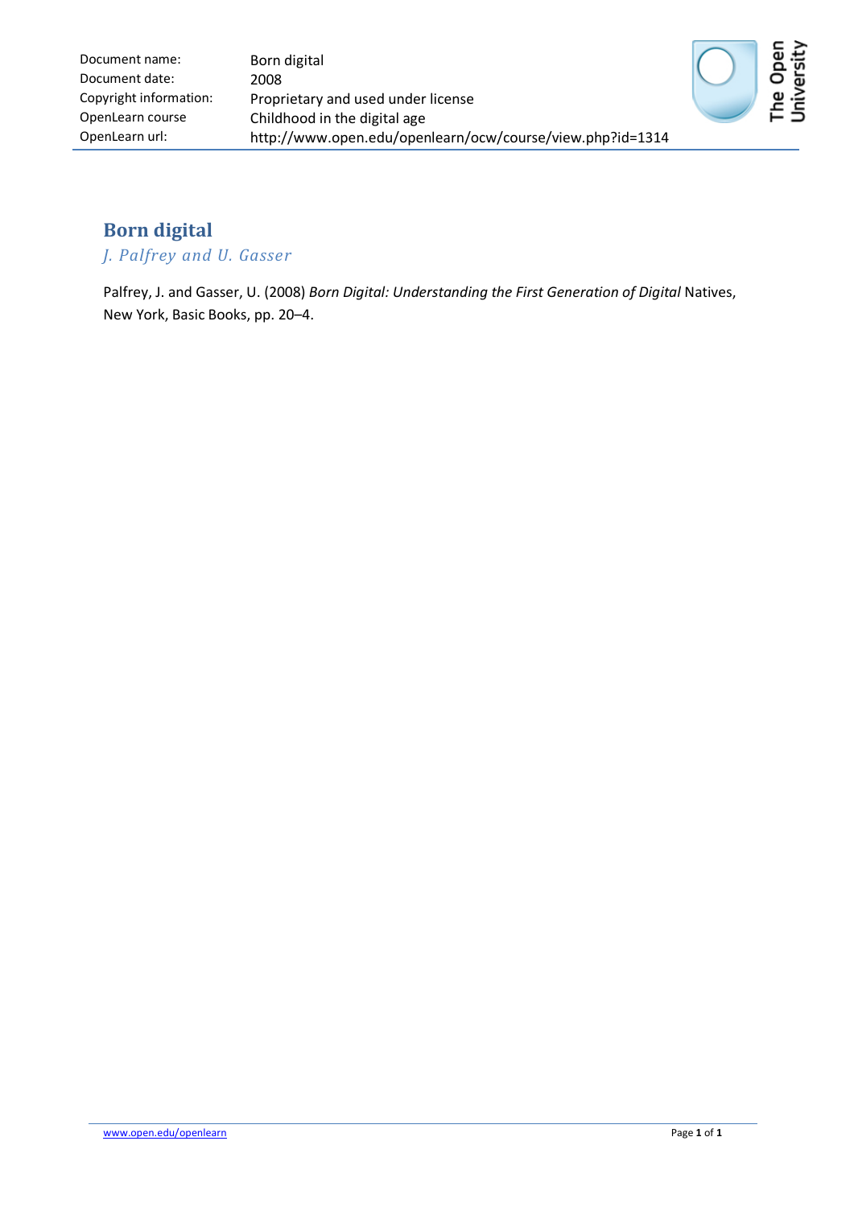| Document name: | Born digital |
| --- | --- |
| Document date: | 2008 |
| Copyright information: | Proprietary and used under license |
| OpenLearn course | Childhood in the digital age |
| OpenLearn url: | http://www.open.edu/openlearn/ocw/course/view.php?id=1314 |

# Born digital

*J. Palfrey and U. Gasser*

Palfrey, J. and Gasser, U. (2008) *Born Digital: Understanding the First Generation of Digital* Natives, New York, Basic Books, pp. 20–4.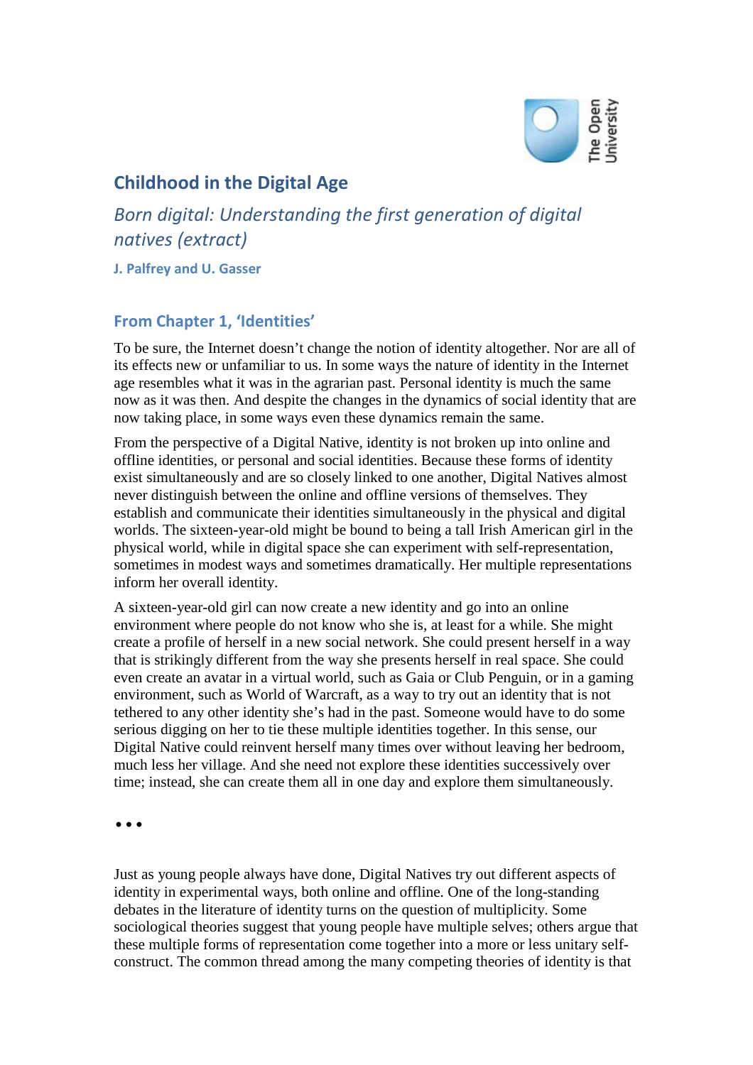## Childhood in the Digital Age

### *Born digital: Understanding the first generation of digital natives (extract)*

**J. Palfrey and U. Gasser**

### From Chapter 1, 'Identities'

To be sure, the Internet doesn't change the notion of identity altogether. Nor are all of its effects new or unfamiliar to us. In some ways the nature of identity in the Internet age resembles what it was in the agrarian past. Personal identity is much the same now as it was then. And despite the changes in the dynamics of social identity that are now taking place, in some ways even these dynamics remain the same.

From the perspective of a Digital Native, identity is not broken up into online and offline identities, or personal and social identities. Because these forms of identity exist simultaneously and are so closely linked to one another, Digital Natives almost never distinguish between the online and offline versions of themselves. They establish and communicate their identities simultaneously in the physical and digital worlds. The sixteen-year-old might be bound to being a tall Irish American girl in the physical world, while in digital space she can experiment with self-representation, sometimes in modest ways and sometimes dramatically. Her multiple representations inform her overall identity.

A sixteen-year-old girl can now create a new identity and go into an online environment where people do not know who she is, at least for a while. She might create a profile of herself in a new social network. She could present herself in a way that is strikingly different from the way she presents herself in real space. She could even create an avatar in a virtual world, such as Gaia or Club Penguin, or in a gaming environment, such as World of Warcraft, as a way to try out an identity that is not tethered to any other identity she's had in the past. Someone would have to do some serious digging on her to tie these multiple identities together. In this sense, our Digital Native could reinvent herself many times over without leaving her bedroom, much less her village. And she need not explore these identities successively over time; instead, she can create them all in one day and explore them simultaneously.

• • •

Just as young people always have done, Digital Natives try out different aspects of identity in experimental ways, both online and offline. One of the long-standing debates in the literature of identity turns on the question of multiplicity. Some sociological theories suggest that young people have multiple selves; others argue that these multiple forms of representation come together into a more or less unitary self-construct. The common thread among the many competing theories of identity is that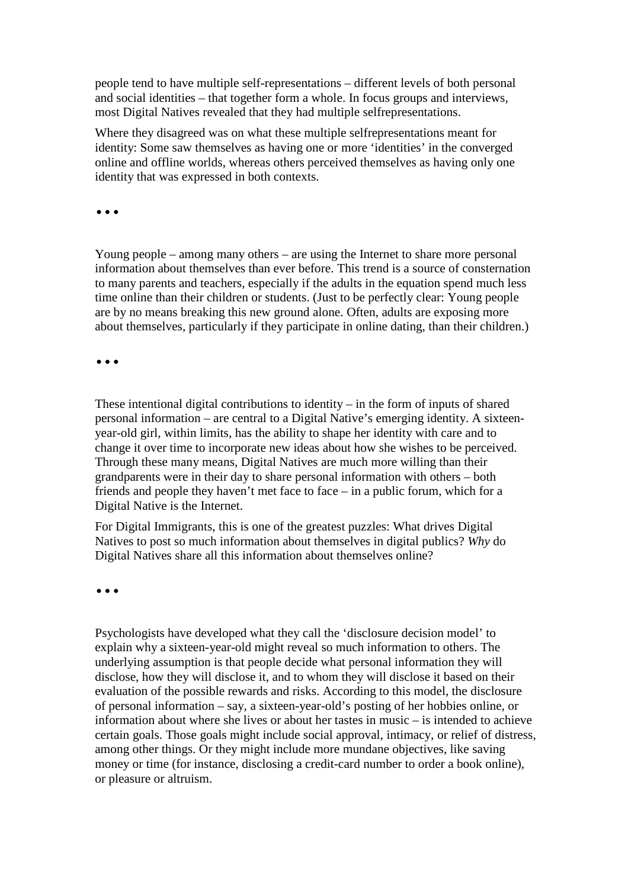people tend to have multiple self-representations – different levels of both personal and social identities – that together form a whole. In focus groups and interviews, most Digital Natives revealed that they had multiple selfrepresentations.

Where they disagreed was on what these multiple selfrepresentations meant for identity: Some saw themselves as having one or more 'identities' in the converged online and offline worlds, whereas others perceived themselves as having only one identity that was expressed in both contexts.

• • •

Young people – among many others – are using the Internet to share more personal information about themselves than ever before. This trend is a source of consternation to many parents and teachers, especially if the adults in the equation spend much less time online than their children or students. (Just to be perfectly clear: Young people are by no means breaking this new ground alone. Often, adults are exposing more about themselves, particularly if they participate in online dating, than their children.)

• • •

These intentional digital contributions to identity – in the form of inputs of shared personal information – are central to a Digital Native's emerging identity. A sixteen-year-old girl, within limits, has the ability to shape her identity with care and to change it over time to incorporate new ideas about how she wishes to be perceived. Through these many means, Digital Natives are much more willing than their grandparents were in their day to share personal information with others – both friends and people they haven't met face to face – in a public forum, which for a Digital Native is the Internet.

For Digital Immigrants, this is one of the greatest puzzles: What drives Digital Natives to post so much information about themselves in digital publics? *Why* do Digital Natives share all this information about themselves online?

• • •

Psychologists have developed what they call the 'disclosure decision model' to explain why a sixteen-year-old might reveal so much information to others. The underlying assumption is that people decide what personal information they will disclose, how they will disclose it, and to whom they will disclose it based on their evaluation of the possible rewards and risks. According to this model, the disclosure of personal information – say, a sixteen-year-old's posting of her hobbies online, or information about where she lives or about her tastes in music – is intended to achieve certain goals. Those goals might include social approval, intimacy, or relief of distress, among other things. Or they might include more mundane objectives, like saving money or time (for instance, disclosing a credit-card number to order a book online), or pleasure or altruism.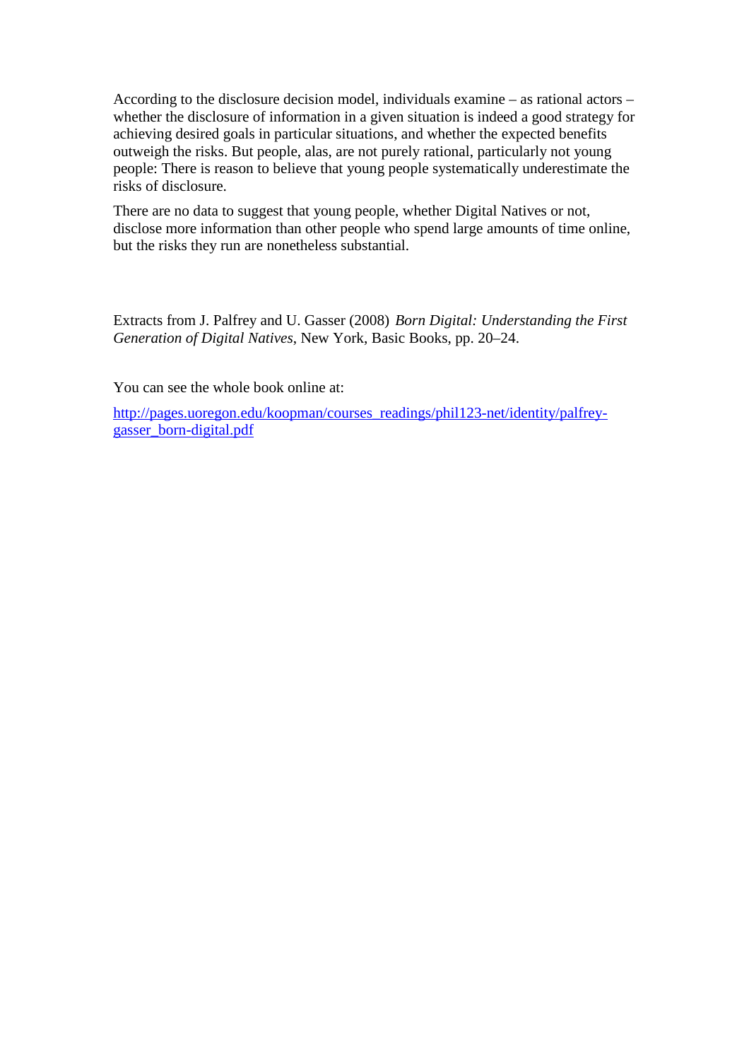According to the disclosure decision model, individuals examine – as rational actors – whether the disclosure of information in a given situation is indeed a good strategy for achieving desired goals in particular situations, and whether the expected benefits outweigh the risks. But people, alas, are not purely rational, particularly not young people: There is reason to believe that young people systematically underestimate the risks of disclosure.

There are no data to suggest that young people, whether Digital Natives or not, disclose more information than other people who spend large amounts of time online, but the risks they run are nonetheless substantial.

Extracts from J. Palfrey and U. Gasser (2008) *Born Digital: Understanding the First Generation of Digital Natives*, New York, Basic Books, pp. 20–24.

You can see the whole book online at:

[http://pages.uoregon.edu/koopman/courses_readings/phil123-net/identity/palfrey-gasser_born-digital.pdf](http://pages.uoregon.edu/koopman/courses_readings/phil123-net/identity/palfrey-gasser_born-digital.pdf)